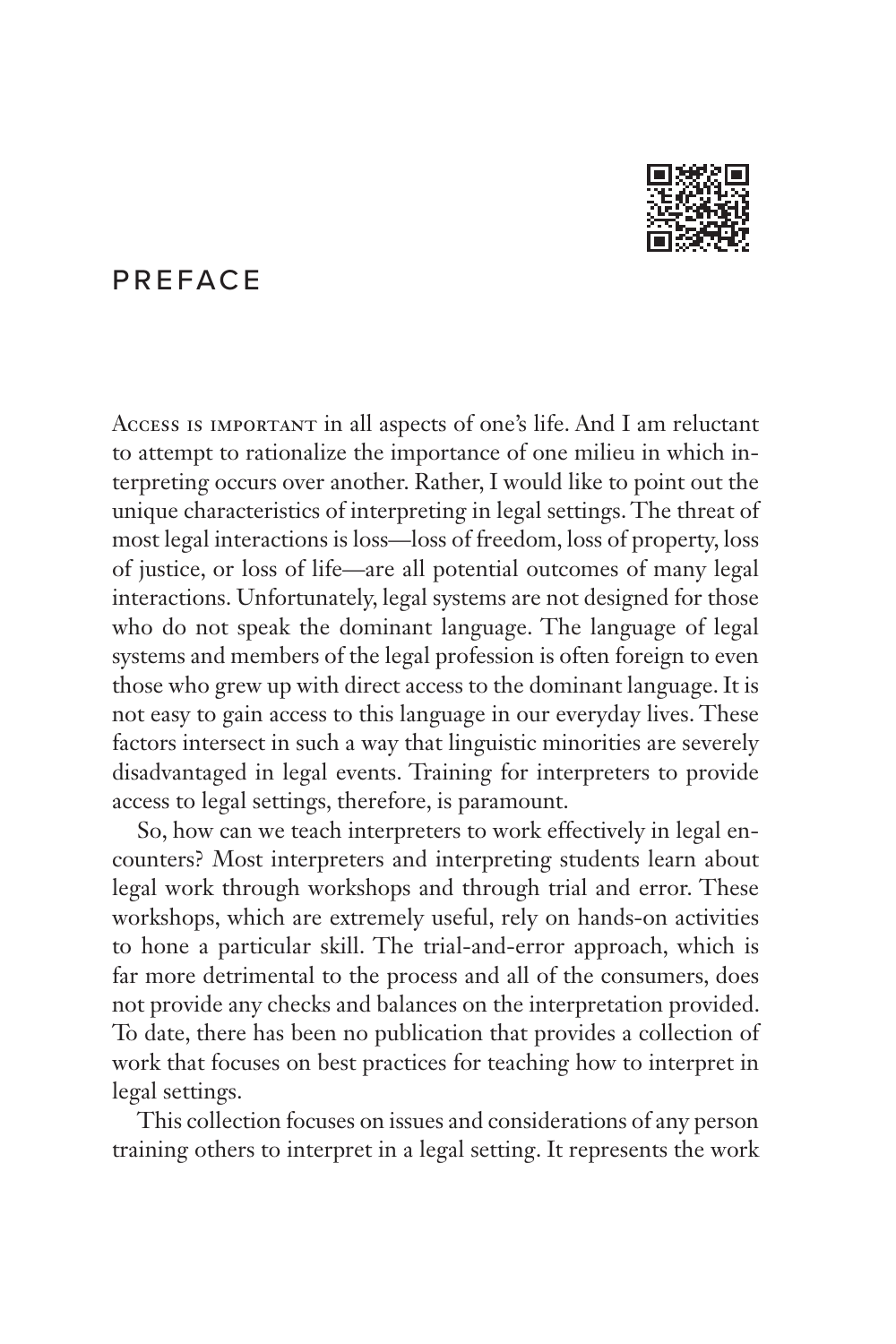# PREFACE

Access is important in all aspects of one's life. And I am reluctant to attempt to rationalize the importance of one milieu in which interpreting occurs over another. Rather, I would like to point out the unique characteristics of interpreting in legal settings. The threat of most legal interactions is loss—loss of freedom, loss of property, loss of justice, or loss of life—are all potential outcomes of many legal interactions. Unfortunately, legal systems are not designed for those who do not speak the dominant language. The language of legal systems and members of the legal profession is often foreign to even those who grew up with direct access to the dominant language. It is not easy to gain access to this language in our everyday lives. These factors intersect in such a way that linguistic minorities are severely disadvantaged in legal events. Training for interpreters to provide access to legal settings, therefore, is paramount.

So, how can we teach interpreters to work effectively in legal encounters? Most interpreters and interpreting students learn about legal work through workshops and through trial and error. These workshops, which are extremely useful, rely on hands-on activities to hone a particular skill. The trial-and-error approach, which is far more detrimental to the process and all of the consumers, does not provide any checks and balances on the interpretation provided. To date, there has been no publication that provides a collection of work that focuses on best practices for teaching how to interpret in legal settings.

This collection focuses on issues and considerations of any person training others to interpret in a legal setting. It represents the work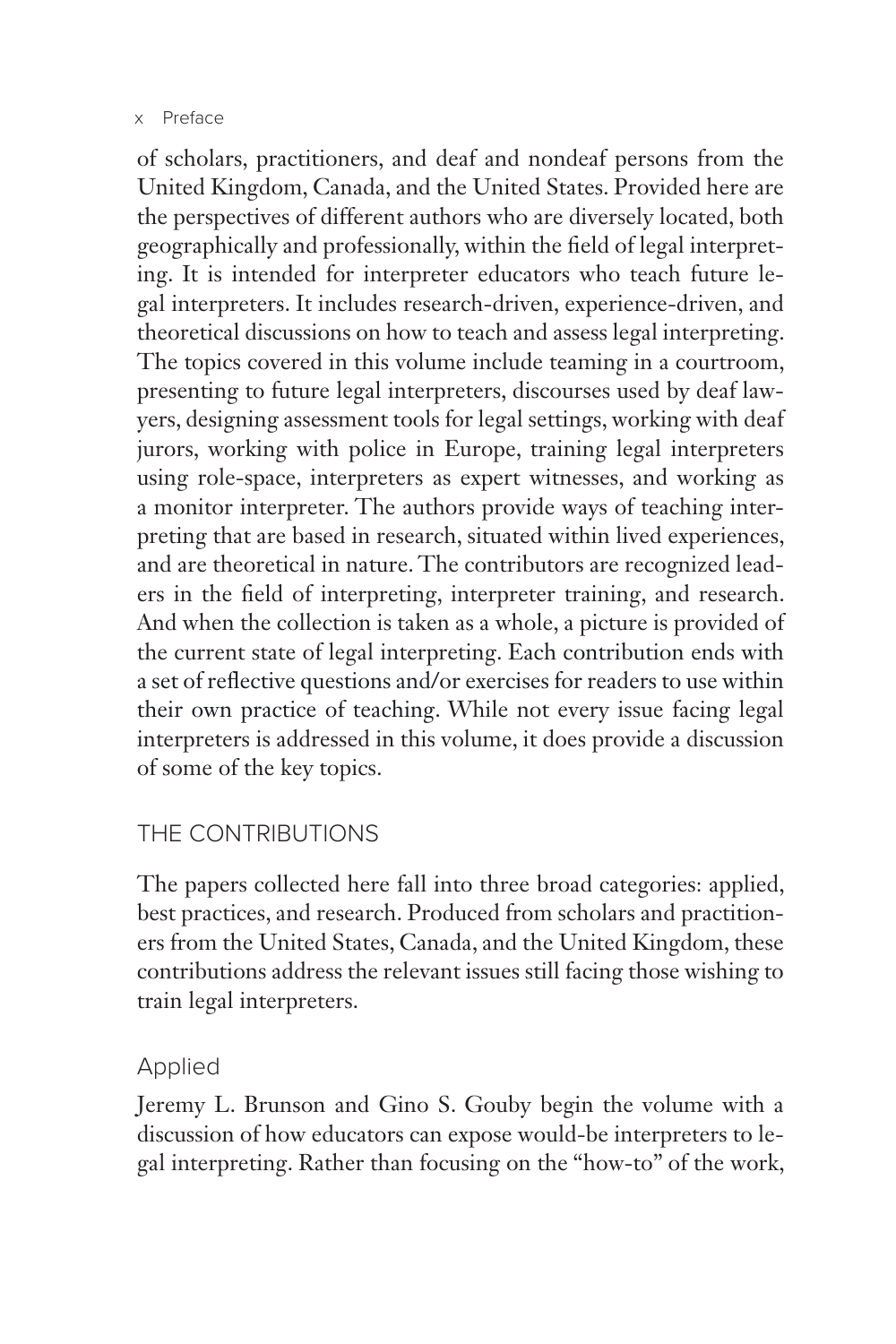of scholars, practitioners, and deaf and nondeaf persons from the United Kingdom, Canada, and the United States. Provided here are the perspectives of different authors who are diversely located, both geographically and professionally, within the field of legal interpreting. It is intended for interpreter educators who teach future legal interpreters. It includes research-driven, experience-driven, and theoretical discussions on how to teach and assess legal interpreting. The topics covered in this volume include teaming in a courtroom, presenting to future legal interpreters, discourses used by deaf lawyers, designing assessment tools for legal settings, working with deaf jurors, working with police in Europe, training legal interpreters using role-space, interpreters as expert witnesses, and working as a monitor interpreter. The authors provide ways of teaching interpreting that are based in research, situated within lived experiences, and are theoretical in nature. The contributors are recognized leaders in the field of interpreting, interpreter training, and research. And when the collection is taken as a whole, a picture is provided of the current state of legal interpreting. Each contribution ends with a set of reflective questions and/or exercises for readers to use within their own practice of teaching. While not every issue facing legal interpreters is addressed in this volume, it does provide a discussion of some of the key topics.

## THE CONTRIBUTIONS

The papers collected here fall into three broad categories: applied, best practices, and research. Produced from scholars and practitioners from the United States, Canada, and the United Kingdom, these contributions address the relevant issues still facing those wishing to train legal interpreters.

### Applied

Jeremy L. Brunson and Gino S. Gouby begin the volume with a discussion of how educators can expose would-be interpreters to legal interpreting. Rather than focusing on the "how-to" of the work,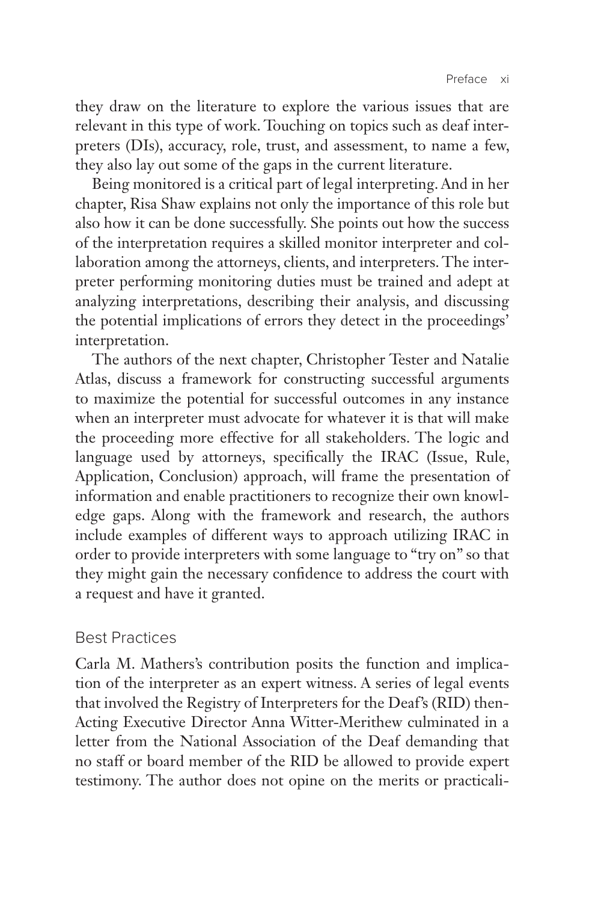they draw on the literature to explore the various issues that are relevant in this type of work. Touching on topics such as deaf interpreters (DIs), accuracy, role, trust, and assessment, to name a few, they also lay out some of the gaps in the current literature.

Being monitored is a critical part of legal interpreting. And in her chapter, Risa Shaw explains not only the importance of this role but also how it can be done successfully. She points out how the success of the interpretation requires a skilled monitor interpreter and collaboration among the attorneys, clients, and interpreters. The interpreter performing monitoring duties must be trained and adept at analyzing interpretations, describing their analysis, and discussing the potential implications of errors they detect in the proceedings' interpretation.

The authors of the next chapter, Christopher Tester and Natalie Atlas, discuss a framework for constructing successful arguments to maximize the potential for successful outcomes in any instance when an interpreter must advocate for whatever it is that will make the proceeding more effective for all stakeholders. The logic and language used by attorneys, specifically the IRAC (Issue, Rule, Application, Conclusion) approach, will frame the presentation of information and enable practitioners to recognize their own knowledge gaps. Along with the framework and research, the authors include examples of different ways to approach utilizing IRAC in order to provide interpreters with some language to "try on" so that they might gain the necessary confidence to address the court with a request and have it granted.

## Best Practices

Carla M. Mathers's contribution posits the function and implication of the interpreter as an expert witness. A series of legal events that involved the Registry of Interpreters for the Deaf's (RID) then-Acting Executive Director Anna Witter-Merithew culminated in a letter from the National Association of the Deaf demanding that no staff or board member of the RID be allowed to provide expert testimony. The author does not opine on the merits or practicali-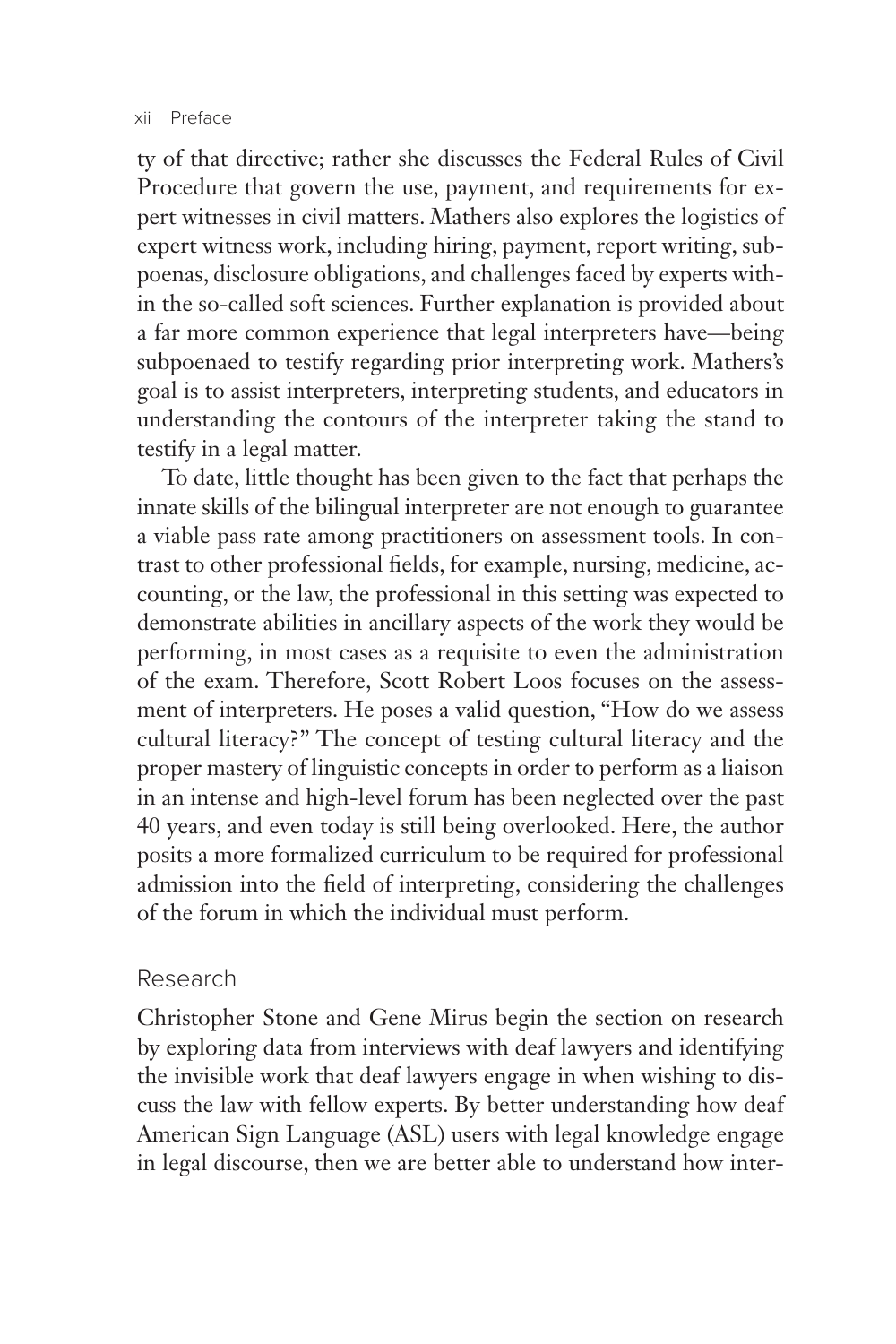ty of that directive; rather she discusses the Federal Rules of Civil Procedure that govern the use, payment, and requirements for expert witnesses in civil matters. Mathers also explores the logistics of expert witness work, including hiring, payment, report writing, subpoenas, disclosure obligations, and challenges faced by experts within the so-called soft sciences. Further explanation is provided about a far more common experience that legal interpreters have—being subpoenaed to testify regarding prior interpreting work. Mathers's goal is to assist interpreters, interpreting students, and educators in understanding the contours of the interpreter taking the stand to testify in a legal matter.

To date, little thought has been given to the fact that perhaps the innate skills of the bilingual interpreter are not enough to guarantee a viable pass rate among practitioners on assessment tools. In contrast to other professional fields, for example, nursing, medicine, accounting, or the law, the professional in this setting was expected to demonstrate abilities in ancillary aspects of the work they would be performing, in most cases as a requisite to even the administration of the exam. Therefore, Scott Robert Loos focuses on the assessment of interpreters. He poses a valid question, "How do we assess cultural literacy?" The concept of testing cultural literacy and the proper mastery of linguistic concepts in order to perform as a liaison in an intense and high-level forum has been neglected over the past 40 years, and even today is still being overlooked. Here, the author posits a more formalized curriculum to be required for professional admission into the field of interpreting, considering the challenges of the forum in which the individual must perform.

## Research

Christopher Stone and Gene Mirus begin the section on research by exploring data from interviews with deaf lawyers and identifying the invisible work that deaf lawyers engage in when wishing to discuss the law with fellow experts. By better understanding how deaf American Sign Language (ASL) users with legal knowledge engage in legal discourse, then we are better able to understand how inter-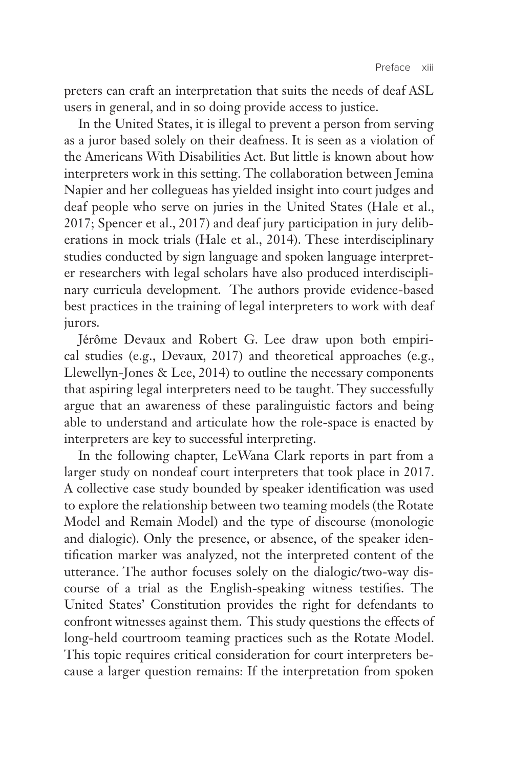preters can craft an interpretation that suits the needs of deaf ASL users in general, and in so doing provide access to justice.

In the United States, it is illegal to prevent a person from serving as a juror based solely on their deafness. It is seen as a violation of the Americans With Disabilities Act. But little is known about how interpreters work in this setting. The collaboration between Jemina Napier and her collegueas has yielded insight into court judges and deaf people who serve on juries in the United States (Hale et al., 2017; Spencer et al., 2017) and deaf jury participation in jury deliberations in mock trials (Hale et al., 2014). These interdisciplinary studies conducted by sign language and spoken language interpreter researchers with legal scholars have also produced interdisciplinary curricula development. The authors provide evidence-based best practices in the training of legal interpreters to work with deaf jurors.

Jérôme Devaux and Robert G. Lee draw upon both empirical studies (e.g., Devaux, 2017) and theoretical approaches (e.g., Llewellyn-Jones & Lee, 2014) to outline the necessary components that aspiring legal interpreters need to be taught. They successfully argue that an awareness of these paralinguistic factors and being able to understand and articulate how the role-space is enacted by interpreters are key to successful interpreting.

In the following chapter, LeWana Clark reports in part from a larger study on nondeaf court interpreters that took place in 2017. A collective case study bounded by speaker identification was used to explore the relationship between two teaming models (the Rotate Model and Remain Model) and the type of discourse (monologic and dialogic). Only the presence, or absence, of the speaker identification marker was analyzed, not the interpreted content of the utterance. The author focuses solely on the dialogic/two-way discourse of a trial as the English-speaking witness testifies. The United States' Constitution provides the right for defendants to confront witnesses against them. This study questions the effects of long-held courtroom teaming practices such as the Rotate Model. This topic requires critical consideration for court interpreters because a larger question remains: If the interpretation from spoken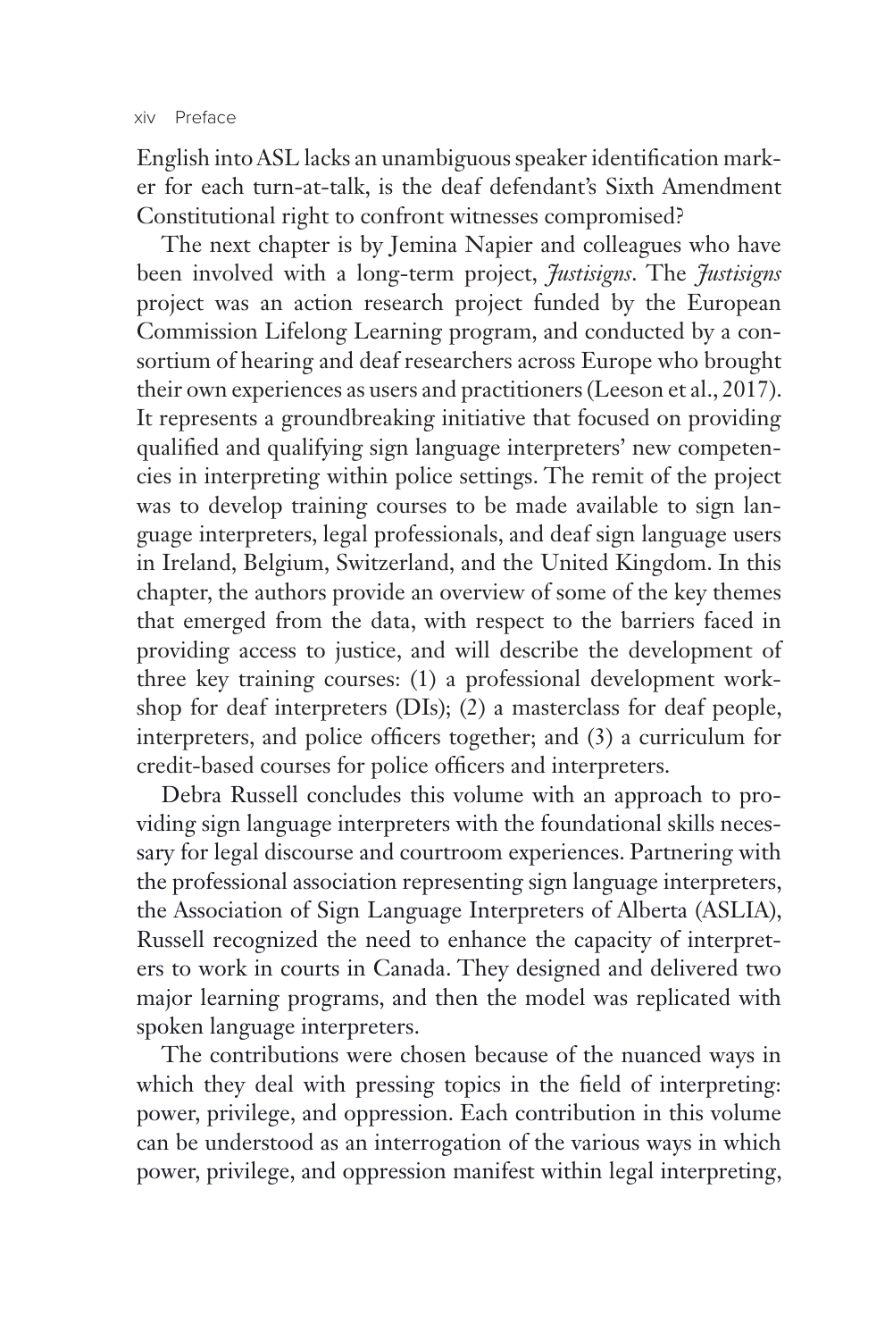English into ASL lacks an unambiguous speaker identification marker for each turn-at-talk, is the deaf defendant's Sixth Amendment Constitutional right to confront witnesses compromised?

The next chapter is by Jemina Napier and colleagues who have been involved with a long-term project, *Justisigns*. The *Justisigns* project was an action research project funded by the European Commission Lifelong Learning program, and conducted by a consortium of hearing and deaf researchers across Europe who brought their own experiences as users and practitioners (Leeson et al., 2017). It represents a groundbreaking initiative that focused on providing qualified and qualifying sign language interpreters' new competencies in interpreting within police settings. The remit of the project was to develop training courses to be made available to sign language interpreters, legal professionals, and deaf sign language users in Ireland, Belgium, Switzerland, and the United Kingdom. In this chapter, the authors provide an overview of some of the key themes that emerged from the data, with respect to the barriers faced in providing access to justice, and will describe the development of three key training courses: (1) a professional development workshop for deaf interpreters (DIs); (2) a masterclass for deaf people, interpreters, and police officers together; and (3) a curriculum for credit-based courses for police officers and interpreters.

Debra Russell concludes this volume with an approach to providing sign language interpreters with the foundational skills necessary for legal discourse and courtroom experiences. Partnering with the professional association representing sign language interpreters, the Association of Sign Language Interpreters of Alberta (ASLIA), Russell recognized the need to enhance the capacity of interpreters to work in courts in Canada. They designed and delivered two major learning programs, and then the model was replicated with spoken language interpreters.

The contributions were chosen because of the nuanced ways in which they deal with pressing topics in the field of interpreting: power, privilege, and oppression. Each contribution in this volume can be understood as an interrogation of the various ways in which power, privilege, and oppression manifest within legal interpreting,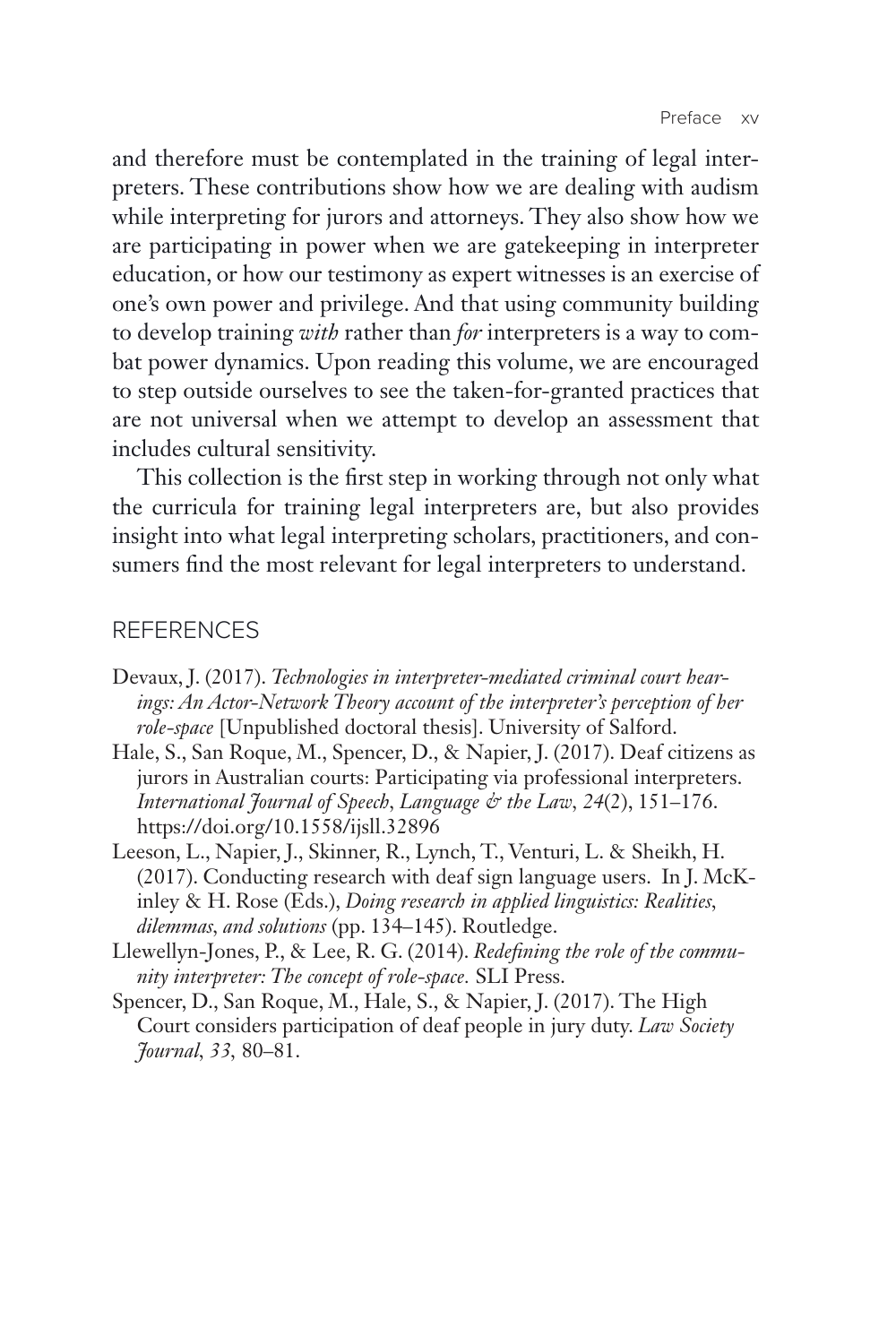and therefore must be contemplated in the training of legal interpreters. These contributions show how we are dealing with audism while interpreting for jurors and attorneys. They also show how we are participating in power when we are gatekeeping in interpreter education, or how our testimony as expert witnesses is an exercise of one's own power and privilege. And that using community building to develop training *with* rather than *for* interpreters is a way to combat power dynamics. Upon reading this volume, we are encouraged to step outside ourselves to see the taken-for-granted practices that are not universal when we attempt to develop an assessment that includes cultural sensitivity.

This collection is the first step in working through not only what the curricula for training legal interpreters are, but also provides insight into what legal interpreting scholars, practitioners, and consumers find the most relevant for legal interpreters to understand.

## REFERENCES

Devaux, J. (2017). *Technologies in interpreter-mediated criminal court hearings: An Actor-Network Theory account of the interpreter's perception of her role-space* [Unpublished doctoral thesis]. University of Salford.

Hale, S., San Roque, M., Spencer, D., & Napier, J. (2017). Deaf citizens as jurors in Australian courts: Participating via professional interpreters. *International Journal of Speech, Language & the Law, 24*(2), 151–176. https://doi.org/10.1558/ijsll.32896

Leeson, L., Napier, J., Skinner, R., Lynch, T., Venturi, L. & Sheikh, H. (2017). Conducting research with deaf sign language users. In J. McKinley & H. Rose (Eds.), *Doing research in applied linguistics: Realities, dilemmas, and solutions* (pp. 134–145). Routledge.

Llewellyn-Jones, P., & Lee, R. G. (2014). *Redefining the role of the community interpreter: The concept of role-space.* SLI Press.

Spencer, D., San Roque, M., Hale, S., & Napier, J. (2017). The High Court considers participation of deaf people in jury duty. *Law Society Journal, 33*, 80–81.